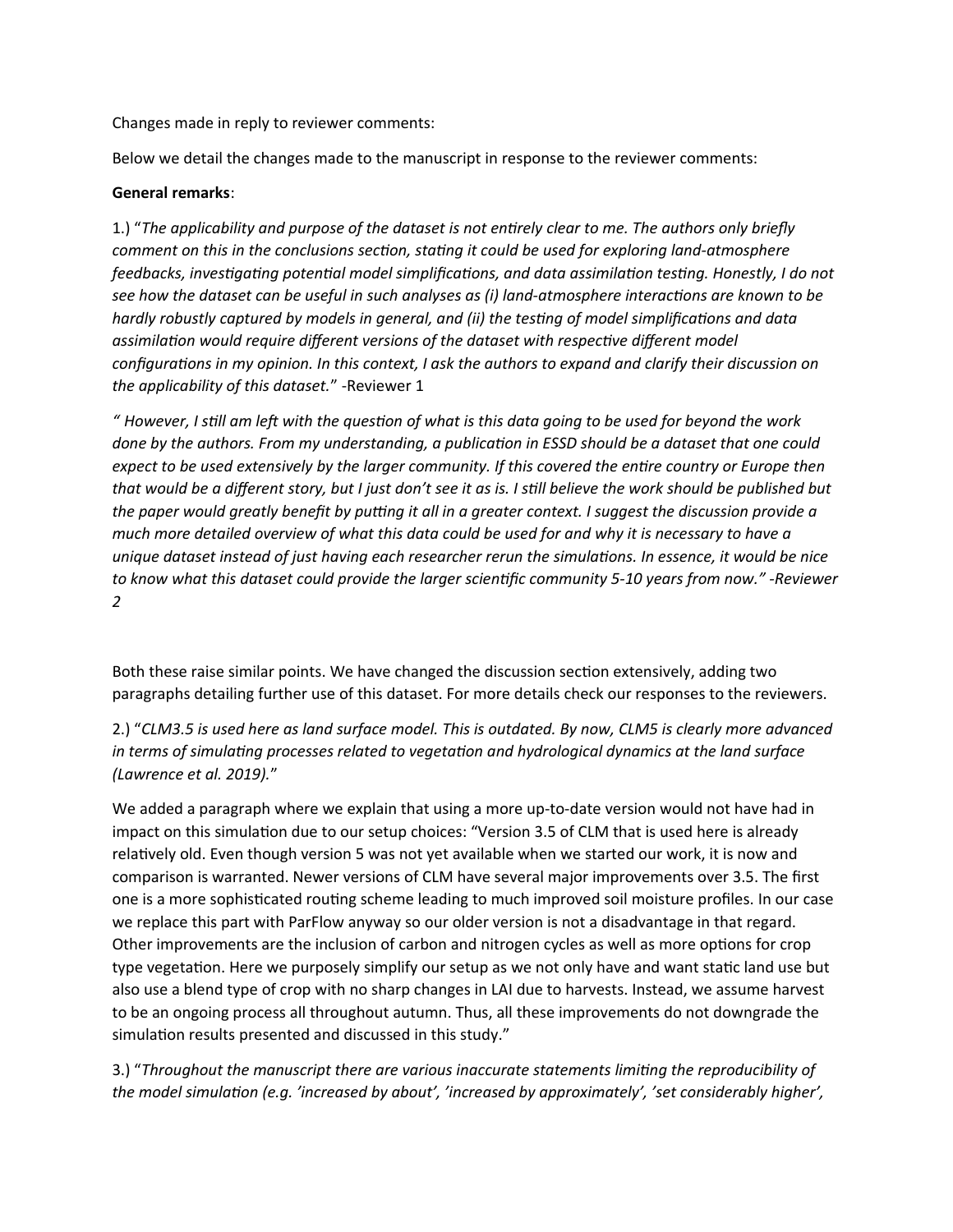Changes made in reply to reviewer comments:

Below we detail the changes made to the manuscript in response to the reviewer comments:

**General remarks**:

1.) "*The applicability and purpose of the dataset is not entirely clear to me. The authors only briefly comment on this in the conclusions section, stating it could be used for exploring land-atmosphere feedbacks, investigating potential model simplifications, and data assimilation testing. Honestly, I do not see how the dataset can be useful in such analyses as (i) land-atmosphere interactions are known to be hardly robustly captured by models in general, and (ii) the testing of model simplifications and data assimilation would require different versions of the dataset with respective different model configurations in my opinion. In this context, I ask the authors to expand and clarify their discussion on the applicability of this dataset.*" -Reviewer 1

*" However, I still am left with the question of what is this data going to be used for beyond the work done by the authors. From my understanding, a publication in ESSD should be a dataset that one could expect to be used extensively by the larger community. If this covered the entire country or Europe then that would be a different story, but I just don't see it as is. I still believe the work should be published but the paper would greatly benefit by putting it all in a greater context. I suggest the discussion provide a much more detailed overview of what this data could be used for and why it is necessary to have a unique dataset instead of just having each researcher rerun the simulations. In essence, it would be nice to know what this dataset could provide the larger scientific community 5-10 years from now." -Reviewer 2*

Both these raise similar points. We have changed the discussion section extensively, adding two paragraphs detailing further use of this dataset. For more details check our responses to the reviewers.

2.) "*CLM3.5 is used here as land surface model. This is outdated. By now, CLM5 is clearly more advanced in terms of simulating processes related to vegetation and hydrological dynamics at the land surface (Lawrence et al. 2019).*"

We added a paragraph where we explain that using a more up-to-date version would not have had in impact on this simulation due to our setup choices: "Version 3.5 of CLM that is used here is already relatively old. Even though version 5 was not yet available when we started our work, it is now and comparison is warranted. Newer versions of CLM have several major improvements over 3.5. The first one is a more sophisticated routing scheme leading to much improved soil moisture profiles. In our case we replace this part with ParFlow anyway so our older version is not a disadvantage in that regard. Other improvements are the inclusion of carbon and nitrogen cycles as well as more options for crop type vegetation. Here we purposely simplify our setup as we not only have and want static land use but also use a blend type of crop with no sharp changes in LAI due to harvests. Instead, we assume harvest to be an ongoing process all throughout autumn. Thus, all these improvements do not downgrade the simulation results presented and discussed in this study."

3.) "*Throughout the manuscript there are various inaccurate statements limiting the reproducibility of the model simulation (e.g. 'increased by about', 'increased by approximately', 'set considerably higher',*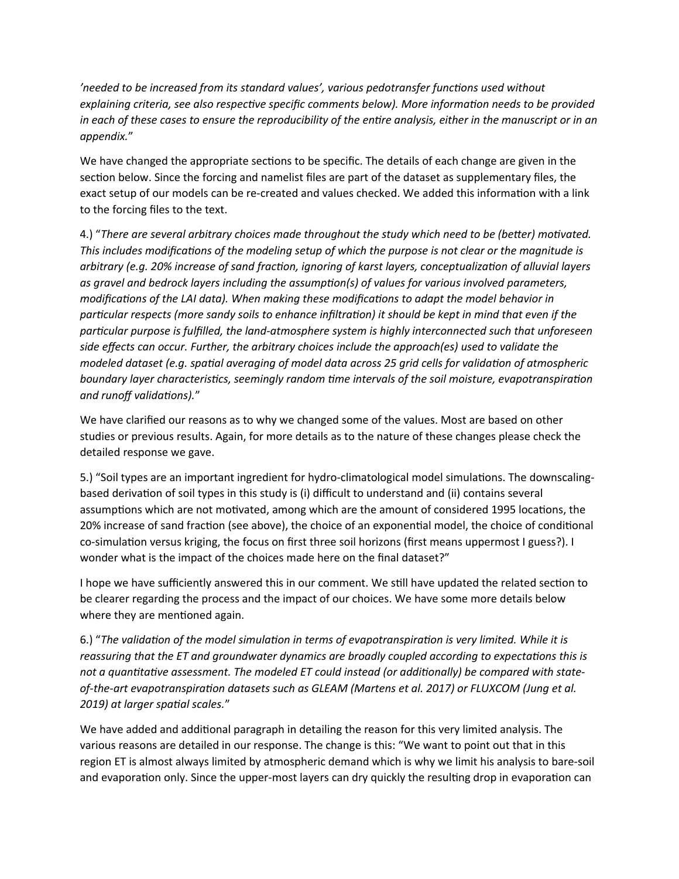*'needed to be increased from its standard values', various pedotransfer functions used without explaining criteria, see also respective specific comments below). More information needs to be provided in each of these cases to ensure the reproducibility of the entire analysis, either in the manuscript or in an appendix.*"

We have changed the appropriate sections to be specific. The details of each change are given in the section below. Since the forcing and namelist files are part of the dataset as supplementary files, the exact setup of our models can be re-created and values checked. We added this information with a link to the forcing files to the text.

4.) "*There are several arbitrary choices made throughout the study which need to be (better) motivated. This includes modifications of the modeling setup of which the purpose is not clear or the magnitude is arbitrary (e.g. 20% increase of sand fraction, ignoring of karst layers, conceptualization of alluvial layers as gravel and bedrock layers including the assumption(s) of values for various involved parameters, modifications of the LAI data). When making these modifications to adapt the model behavior in particular respects (more sandy soils to enhance infiltration) it should be kept in mind that even if the particular purpose is fulfilled, the land-atmosphere system is highly interconnected such that unforeseen side effects can occur. Further, the arbitrary choices include the approach(es) used to validate the modeled dataset (e.g. spatial averaging of model data across 25 grid cells for validation of atmospheric boundary layer characteristics, seemingly random time intervals of the soil moisture, evapotranspiration and runoff validations).*"

We have clarified our reasons as to why we changed some of the values. Most are based on other studies or previous results. Again, for more details as to the nature of these changes please check the detailed response we gave.

5.) "Soil types are an important ingredient for hydro-climatological model simulations. The downscaling-based derivation of soil types in this study is (i) difficult to understand and (ii) contains several assumptions which are not motivated, among which are the amount of considered 1995 locations, the 20% increase of sand fraction (see above), the choice of an exponential model, the choice of conditional co-simulation versus kriging, the focus on first three soil horizons (first means uppermost I guess?). I wonder what is the impact of the choices made here on the final dataset?"

I hope we have sufficiently answered this in our comment. We still have updated the related section to be clearer regarding the process and the impact of our choices. We have some more details below where they are mentioned again.

6.) "*The validation of the model simulation in terms of evapotranspiration is very limited. While it is reassuring that the ET and groundwater dynamics are broadly coupled according to expectations this is not a quantitative assessment. The modeled ET could instead (or additionally) be compared with state-of-the-art evapotranspiration datasets such as GLEAM (Martens et al. 2017) or FLUXCOM (Jung et al. 2019) at larger spatial scales.*"

We have added and additional paragraph in detailing the reason for this very limited analysis. The various reasons are detailed in our response. The change is this: "We want to point out that in this region ET is almost always limited by atmospheric demand which is why we limit his analysis to bare-soil and evaporation only. Since the upper-most layers can dry quickly the resulting drop in evaporation can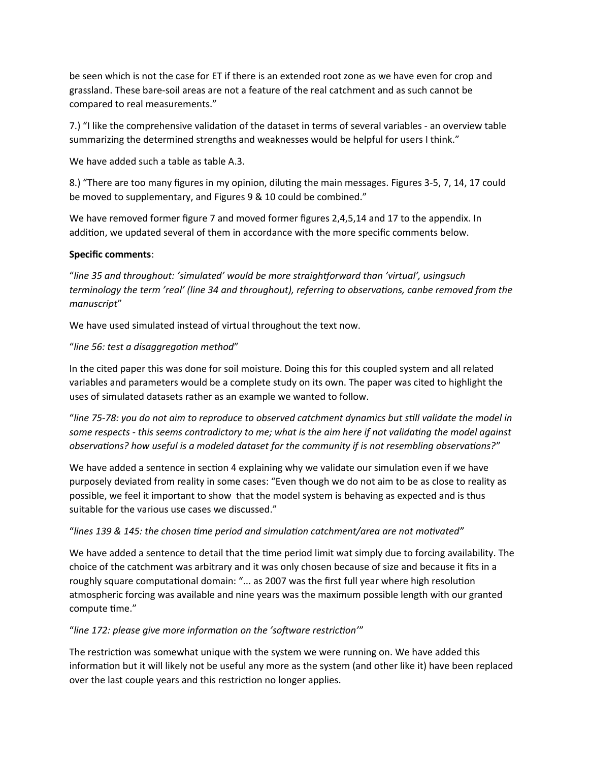be seen which is not the case for ET if there is an extended root zone as we have even for crop and grassland. These bare-soil areas are not a feature of the real catchment and as such cannot be compared to real measurements."

7.) "I like the comprehensive validation of the dataset in terms of several variables - an overview table summarizing the determined strengths and weaknesses would be helpful for users I think."

We have added such a table as table A.3.

8.) "There are too many figures in my opinion, diluting the main messages. Figures 3-5, 7, 14, 17 could be moved to supplementary, and Figures 9 & 10 could be combined."

We have removed former figure 7 and moved former figures 2,4,5,14 and 17 to the appendix. In addition, we updated several of them in accordance with the more specific comments below.

**Specific comments**:

"*line 35 and throughout: 'simulated' would be more straightforward than 'virtual', usingsuch terminology the term 'real' (line 34 and throughout), referring to observations, canbe removed from the manuscript*"

We have used simulated instead of virtual throughout the text now.

"*line 56: test a disaggregation method*"

In the cited paper this was done for soil moisture. Doing this for this coupled system and all related variables and parameters would be a complete study on its own. The paper was cited to highlight the uses of simulated datasets rather as an example we wanted to follow.

"*line 75-78: you do not aim to reproduce to observed catchment dynamics but still validate the model in some respects - this seems contradictory to me; what is the aim here if not validating the model against observations? how useful is a modeled dataset for the community if is not resembling observations?*"

We have added a sentence in section 4 explaining why we validate our simulation even if we have purposely deviated from reality in some cases: "Even though we do not aim to be as close to reality as possible, we feel it important to show that the model system is behaving as expected and is thus suitable for the various use cases we discussed."

"*lines 139 & 145: the chosen time period and simulation catchment/area are not motivated*"

We have added a sentence to detail that the time period limit wat simply due to forcing availability. The choice of the catchment was arbitrary and it was only chosen because of size and because it fits in a roughly square computational domain: "... as 2007 was the first full year where high resolution atmospheric forcing was available and nine years was the maximum possible length with our granted compute time."

"*line 172: please give more information on the 'software restriction'*"

The restriction was somewhat unique with the system we were running on. We have added this information but it will likely not be useful any more as the system (and other like it) have been replaced over the last couple years and this restriction no longer applies.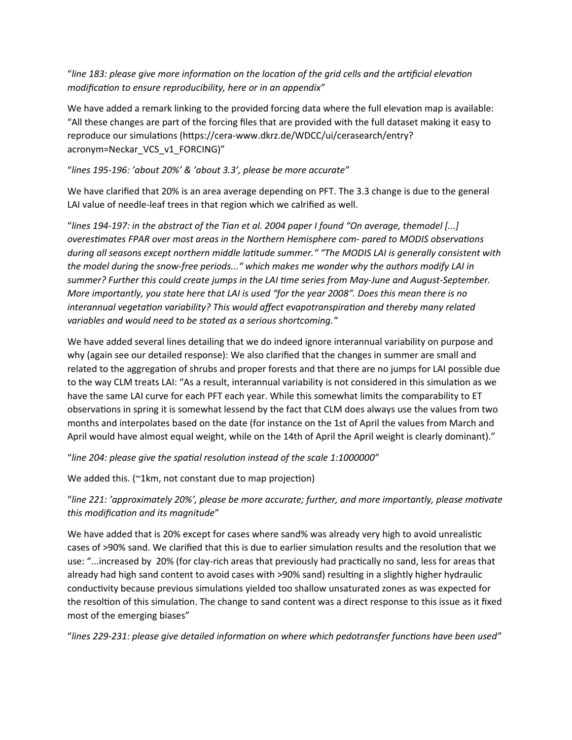"*line 183: please give more information on the location of the grid cells and the artificial elevation modification to ensure reproducibility, here or in an appendix*"

We have added a remark linking to the provided forcing data where the full elevation map is available: "All these changes are part of the forcing files that are provided with the full dataset making it easy to reproduce our simulations (https://cera-www.dkrz.de/WDCC/ui/cerasearch/entry?acronym=Neckar_VCS_v1_FORCING)"

"*lines 195-196: 'about 20%' & 'about 3.3', please be more accurate*"

We have clarified that 20% is an area average depending on PFT. The 3.3 change is due to the general LAI value of needle-leaf trees in that region which we calrified as well.

"*lines 194-197: in the abstract of the Tian et al. 2004 paper I found "On average, themodel [...] overestimates FPAR over most areas in the Northern Hemisphere com- pared to MODIS observations during all seasons except northern middle latitude summer." "The MODIS LAI is generally consistent with the model during the snow-free periods..." which makes me wonder why the authors modify LAI in summer? Further this could create jumps in the LAI time series from May-June and August-September. More importantly, you state here that LAI is used "for the year 2008". Does this mean there is no interannual vegetation variability? This would affect evapotranspiration and thereby many related variables and would need to be stated as a serious shortcoming.*"

We have added several lines detailing that we do indeed ignore interannual variability on purpose and why (again see our detailed response): We also clarified that the changes in summer are small and related to the aggregation of shrubs and proper forests and that there are no jumps for LAI possible due to the way CLM treats LAI: "As a result, interannual variability is not considered in this simulation as we have the same LAI curve for each PFT each year. While this somewhat limits the comparability to ET observations in spring it is somewhat lessend by the fact that CLM does always use the values from two months and interpolates based on the date (for instance on the 1st of April the values from March and April would have almost equal weight, while on the 14th of April the April weight is clearly dominant)."

"*line 204: please give the spatial resolution instead of the scale 1:1000000*"

We added this. (~1km, not constant due to map projection)

"*line 221: 'approximately 20%', please be more accurate; further, and more importantly, please motivate this modification and its magnitude*"

We have added that is 20% except for cases where sand% was already very high to avoid unrealistic cases of >90% sand. We clarified that this is due to earlier simulation results and the resolution that we use: "...increased by 20% (for clay-rich areas that previously had practically no sand, less for areas that already had high sand content to avoid cases with >90% sand) resulting in a slightly higher hydraulic conductivity because previous simulations yielded too shallow unsaturated zones as was expected for the resoltion of this simulation. The change to sand content was a direct response to this issue as it fixed most of the emerging biases"

"*lines 229-231: please give detailed information on where which pedotransfer functions have been used*"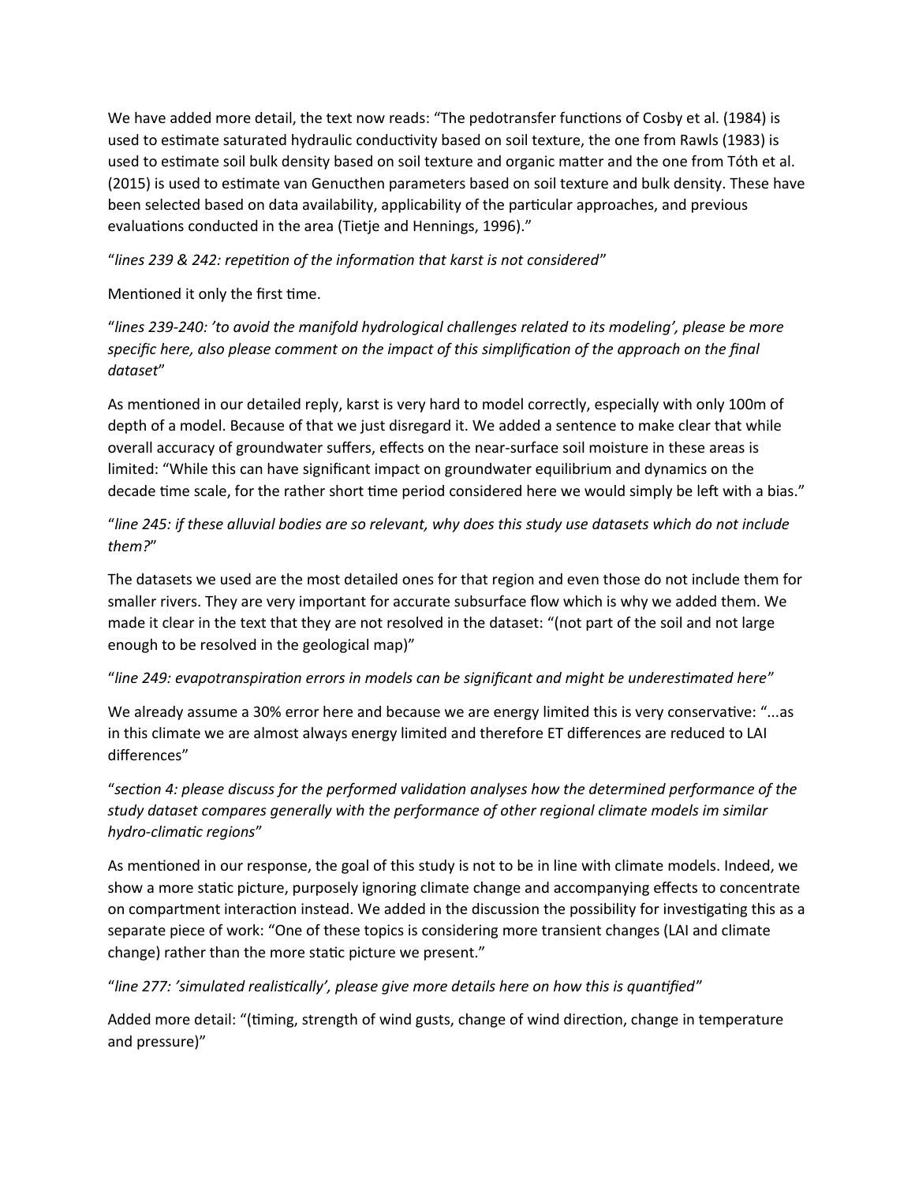We have added more detail, the text now reads: “The pedotransfer functions of Cosby et al. (1984) is used to estimate saturated hydraulic conductivity based on soil texture, the one from Rawls (1983) is used to estimate soil bulk density based on soil texture and organic matter and the one from Tóth et al. (2015) is used to estimate van Genucthen parameters based on soil texture and bulk density. These have been selected based on data availability, applicability of the particular approaches, and previous evaluations conducted in the area (Tietje and Hennings, 1996).”

“*lines 239 & 242: repetition of the information that karst is not considered*”

Mentioned it only the first time.

“*lines 239-240: ’to avoid the manifold hydrological challenges related to its modeling’, please be more specific here, also please comment on the impact of this simplification of the approach on the final dataset*”

As mentioned in our detailed reply, karst is very hard to model correctly, especially with only 100m of depth of a model. Because of that we just disregard it. We added a sentence to make clear that while overall accuracy of groundwater suffers, effects on the near-surface soil moisture in these areas is limited: “While this can have significant impact on groundwater equilibrium and dynamics on the decade time scale, for the rather short time period considered here we would simply be left with a bias.”

“*line 245: if these alluvial bodies are so relevant, why does this study use datasets which do not include them?*”

The datasets we used are the most detailed ones for that region and even those do not include them for smaller rivers. They are very important for accurate subsurface flow which is why we added them. We made it clear in the text that they are not resolved in the dataset: “(not part of the soil and not large enough to be resolved in the geological map)”

“*line 249: evapotranspiration errors in models can be significant and might be underestimated here*”

We already assume a 30% error here and because we are energy limited this is very conservative: “...as in this climate we are almost always energy limited and therefore ET differences are reduced to LAI differences”

“*section 4: please discuss for the performed validation analyses how the determined performance of the study dataset compares generally with the performance of other regional climate models im similar hydro-climatic regions*”

As mentioned in our response, the goal of this study is not to be in line with climate models. Indeed, we show a more static picture, purposely ignoring climate change and accompanying effects to concentrate on compartment interaction instead. We added in the discussion the possibility for investigating this as a separate piece of work: “One of these topics is considering more transient changes (LAI and climate change) rather than the more static picture we present.”

“*line 277: ’simulated realistically’, please give more details here on how this is quantified*”

Added more detail: “(timing, strength of wind gusts, change of wind direction, change in temperature and pressure)”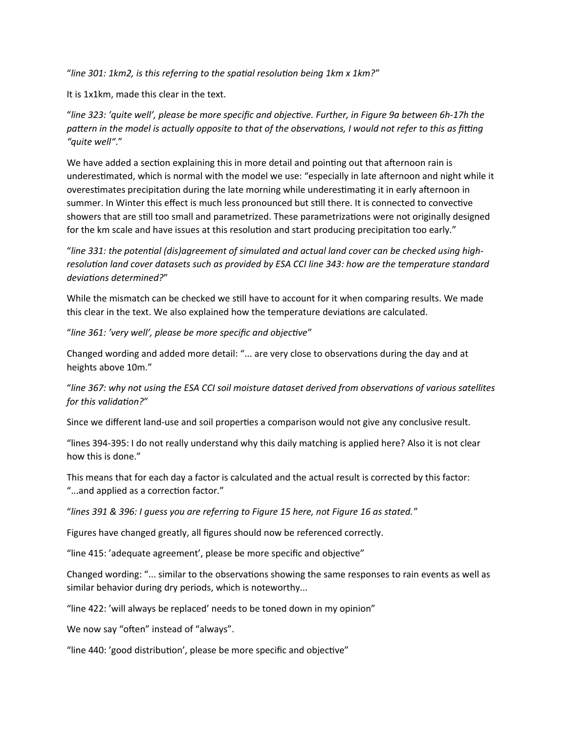"*line 301: 1km2, is this referring to the spatial resolution being 1km x 1km?*"

It is 1x1km, made this clear in the text.

"*line 323: 'quite well', please be more specific and objective. Further, in Figure 9a between 6h-17h the pattern in the model is actually opposite to that of the observations, I would not refer to this as fitting "quite well".*"

We have added a section explaining this in more detail and pointing out that afternoon rain is underestimated, which is normal with the model we use: "especially in late afternoon and night while it overestimates precipitation during the late morning while underestimating it in early afternoon in summer. In Winter this effect is much less pronounced but still there. It is connected to convective showers that are still too small and parametrized. These parametrizations were not originally designed for the km scale and have issues at this resolution and start producing precipitation too early."

"*line 331: the potential (dis)agreement of simulated and actual land cover can be checked using high-resolution land cover datasets such as provided by ESA CCI line 343: how are the temperature standard deviations determined?*"

While the mismatch can be checked we still have to account for it when comparing results. We made this clear in the text. We also explained how the temperature deviations are calculated.

"*line 361: 'very well', please be more specific and objective*"

Changed wording and added more detail: "... are very close to observations during the day and at heights above 10m."

"*line 367: why not using the ESA CCI soil moisture dataset derived from observations of various satellites for this validation?*"

Since we different land-use and soil properties a comparison would not give any conclusive result.

"lines 394-395: I do not really understand why this daily matching is applied here? Also it is not clear how this is done."

This means that for each day a factor is calculated and the actual result is corrected by this factor: "...and applied as a correction factor."

"*lines 391 & 396: I guess you are referring to Figure 15 here, not Figure 16 as stated.*"

Figures have changed greatly, all figures should now be referenced correctly.

"line 415: 'adequate agreement', please be more specific and objective"

Changed wording: "... similar to the observations showing the same responses to rain events as well as similar behavior during dry periods, which is noteworthy...

"line 422: 'will always be replaced' needs to be toned down in my opinion"

We now say "often" instead of "always".

"line 440: 'good distribution', please be more specific and objective"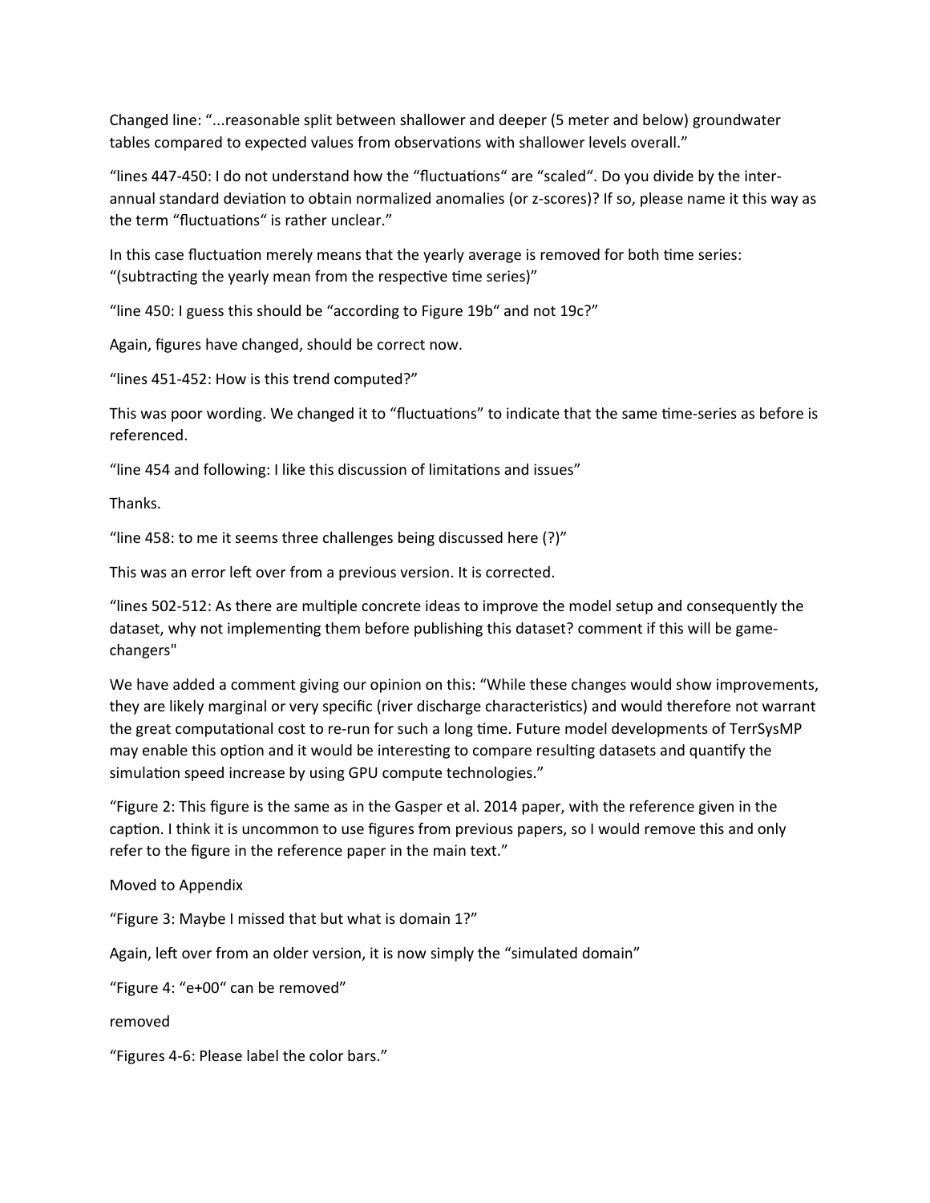Changed line: "...reasonable split between shallower and deeper (5 meter and below) groundwater tables compared to expected values from observations with shallower levels overall."

"lines 447-450: I do not understand how the "fluctuations" are "scaled". Do you divide by the inter-annual standard deviation to obtain normalized anomalies (or z-scores)? If so, please name it this way as the term "fluctuations" is rather unclear."

In this case fluctuation merely means that the yearly average is removed for both time series: "(subtracting the yearly mean from the respective time series)"

"line 450: I guess this should be "according to Figure 19b" and not 19c?"

Again, figures have changed, should be correct now.

"lines 451-452: How is this trend computed?"

This was poor wording. We changed it to "fluctuations" to indicate that the same time-series as before is referenced.

"line 454 and following: I like this discussion of limitations and issues"

Thanks.

"line 458: to me it seems three challenges being discussed here (?)"

This was an error left over from a previous version. It is corrected.

"lines 502-512: As there are multiple concrete ideas to improve the model setup and consequently the dataset, why not implementing them before publishing this dataset? comment if this will be game-changers"

We have added a comment giving our opinion on this: "While these changes would show improvements, they are likely marginal or very specific (river discharge characteristics) and would therefore not warrant the great computational cost to re-run for such a long time. Future model developments of TerrSysMP may enable this option and it would be interesting to compare resulting datasets and quantify the simulation speed increase by using GPU compute technologies."

"Figure 2: This figure is the same as in the Gasper et al. 2014 paper, with the reference given in the caption. I think it is uncommon to use figures from previous papers, so I would remove this and only refer to the figure in the reference paper in the main text."

Moved to Appendix

"Figure 3: Maybe I missed that but what is domain 1?"

Again, left over from an older version, it is now simply the "simulated domain"

"Figure 4: "e+00" can be removed"

removed

"Figures 4-6: Please label the color bars."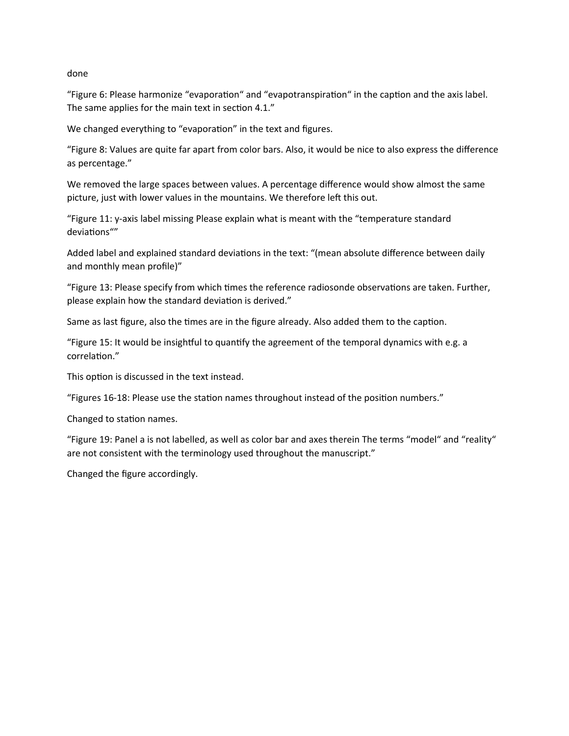done

“Figure 6: Please harmonize “evaporation“ and “evapotranspiration“ in the caption and the axis label. The same applies for the main text in section 4.1.”

We changed everything to “evaporation” in the text and figures.

“Figure 8: Values are quite far apart from color bars. Also, it would be nice to also express the difference as percentage.”

We removed the large spaces between values. A percentage difference would show almost the same picture, just with lower values in the mountains. We therefore left this out.

“Figure 11: y-axis label missing Please explain what is meant with the “temperature standard deviations“”

Added label and explained standard deviations in the text: “(mean absolute difference between daily and monthly mean profile)”

“Figure 13: Please specify from which times the reference radiosonde observations are taken. Further, please explain how the standard deviation is derived.”

Same as last figure, also the times are in the figure already. Also added them to the caption.

“Figure 15: It would be insightful to quantify the agreement of the temporal dynamics with e.g. a correlation.”

This option is discussed in the text instead.

“Figures 16-18: Please use the station names throughout instead of the position numbers.”

Changed to station names.

“Figure 19: Panel a is not labelled, as well as color bar and axes therein The terms “model“ and “reality“ are not consistent with the terminology used throughout the manuscript.”

Changed the figure accordingly.